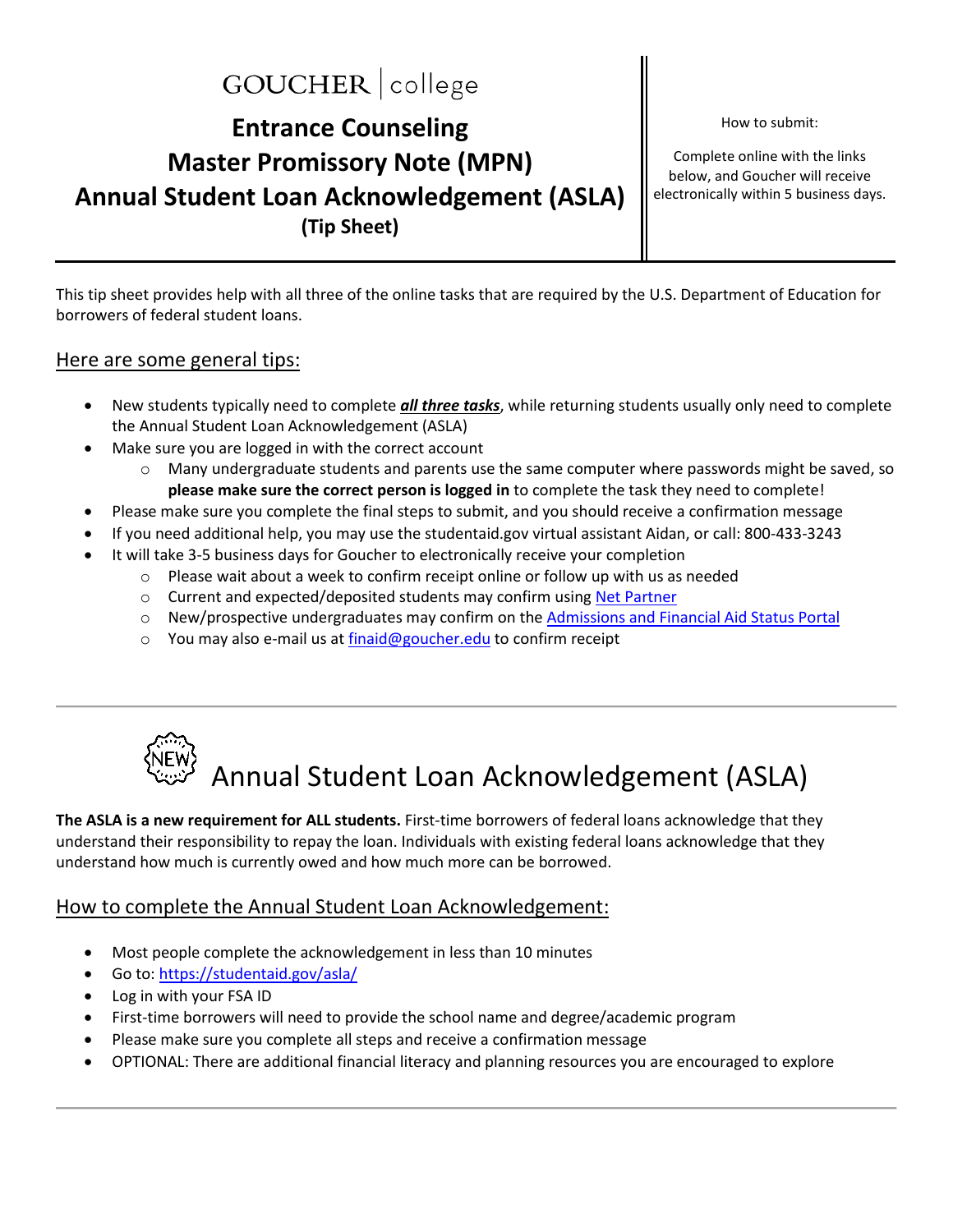GOUCHER | college

# Entrance Counseling
# Master Promissory Note (MPN)
# Annual Student Loan Acknowledgement (ASLA)
**(Tip Sheet)**

How to submit:

Complete online with the links below, and Goucher will receive electronically within 5 business days.

This tip sheet provides help with all three of the online tasks that are required by the U.S. Department of Education for borrowers of federal student loans.

## Here are some general tips:

- New students typically need to complete ***all three tasks***, while returning students usually only need to complete the Annual Student Loan Acknowledgement (ASLA)
- Make sure you are logged in with the correct account
  - Many undergraduate students and parents use the same computer where passwords might be saved, so **please make sure the correct person is logged in** to complete the task they need to complete!
- Please make sure you complete the final steps to submit, and you should receive a confirmation message
- If you need additional help, you may use the studentaid.gov virtual assistant Aidan, or call: 800-433-3243
- It will take 3-5 business days for Goucher to electronically receive your completion
  - Please wait about a week to confirm receipt online or follow up with us as needed
  - Current and expected/deposited students may confirm using Net Partner
  - New/prospective undergraduates may confirm on the Admissions and Financial Aid Status Portal
  - You may also e-mail us at finaid@goucher.edu to confirm receipt

---

# NEW Annual Student Loan Acknowledgement (ASLA)

**The ASLA is a new requirement for ALL students.** First-time borrowers of federal loans acknowledge that they understand their responsibility to repay the loan. Individuals with existing federal loans acknowledge that they understand how much is currently owed and how much more can be borrowed.

## How to complete the Annual Student Loan Acknowledgement:

- Most people complete the acknowledgement in less than 10 minutes
- Go to: https://studentaid.gov/asla/
- Log in with your FSA ID
- First-time borrowers will need to provide the school name and degree/academic program
- Please make sure you complete all steps and receive a confirmation message
- OPTIONAL: There are additional financial literacy and planning resources you are encouraged to explore

---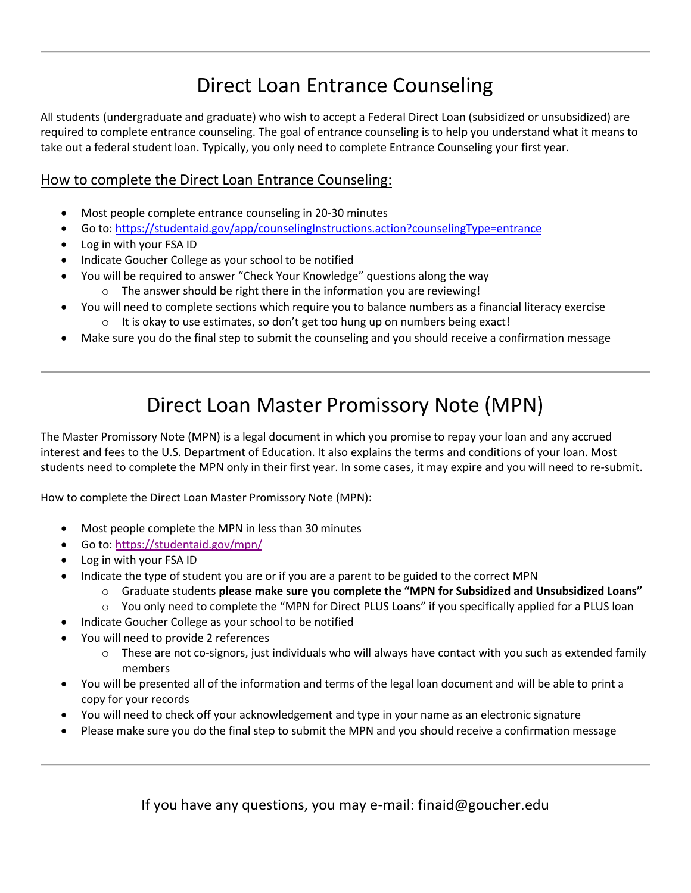# Direct Loan Entrance Counseling

All students (undergraduate and graduate) who wish to accept a Federal Direct Loan (subsidized or unsubsidized) are required to complete entrance counseling. The goal of entrance counseling is to help you understand what it means to take out a federal student loan. Typically, you only need to complete Entrance Counseling your first year.

## How to complete the Direct Loan Entrance Counseling:

- Most people complete entrance counseling in 20-30 minutes
- Go to: https://studentaid.gov/app/counselingInstructions.action?counselingType=entrance
- Log in with your FSA ID
- Indicate Goucher College as your school to be notified
- You will be required to answer "Check Your Knowledge" questions along the way
  - The answer should be right there in the information you are reviewing!
- You will need to complete sections which require you to balance numbers as a financial literacy exercise
  - It is okay to use estimates, so don't get too hung up on numbers being exact!
- Make sure you do the final step to submit the counseling and you should receive a confirmation message

---

# Direct Loan Master Promissory Note (MPN)

The Master Promissory Note (MPN) is a legal document in which you promise to repay your loan and any accrued interest and fees to the U.S. Department of Education. It also explains the terms and conditions of your loan. Most students need to complete the MPN only in their first year. In some cases, it may expire and you will need to re-submit.

How to complete the Direct Loan Master Promissory Note (MPN):

- Most people complete the MPN in less than 30 minutes
- Go to: https://studentaid.gov/mpn/
- Log in with your FSA ID
- Indicate the type of student you are or if you are a parent to be guided to the correct MPN
  - Graduate students **please make sure you complete the "MPN for Subsidized and Unsubsidized Loans"**
  - You only need to complete the "MPN for Direct PLUS Loans" if you specifically applied for a PLUS loan
- Indicate Goucher College as your school to be notified
- You will need to provide 2 references
  - These are not co-signors, just individuals who will always have contact with you such as extended family members
- You will be presented all of the information and terms of the legal loan document and will be able to print a copy for your records
- You will need to check off your acknowledgement and type in your name as an electronic signature
- Please make sure you do the final step to submit the MPN and you should receive a confirmation message

---

If you have any questions, you may e-mail: finaid@goucher.edu